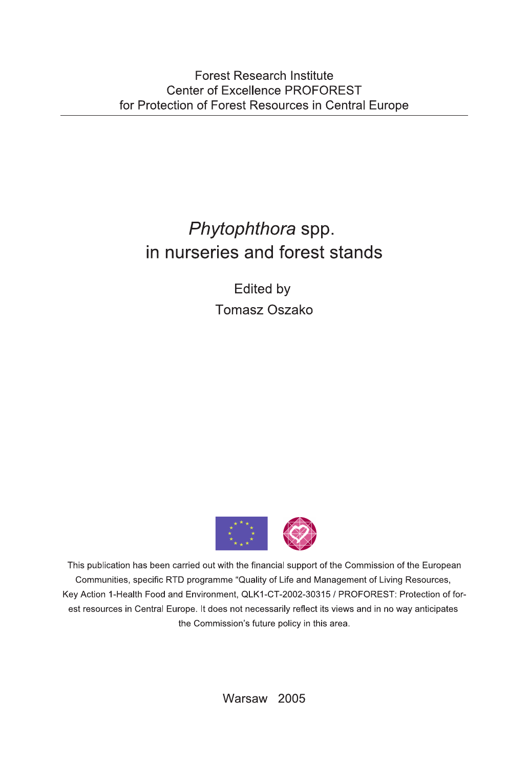Forest Research Institute
Center of Excellence PROFOREST
for Protection of Forest Resources in Central Europe

# *Phytophthora* spp. in nurseries and forest stands

Edited by
Tomasz Oszako

This publication has been carried out with the financial support of the Commission of the European Communities, specific RTD programme "Quality of Life and Management of Living Resources, Key Action 1-Health Food and Environment, QLK1-CT-2002-30315 / PROFOREST: Protection of forest resources in Central Europe. It does not necessarily reflect its views and in no way anticipates the Commission's future policy in this area.

Warsaw 2005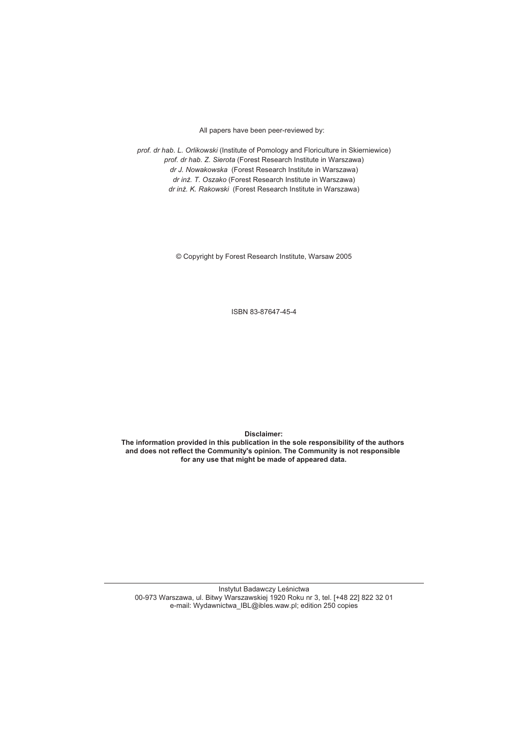All papers have been peer-reviewed by:

*prof. dr hab. L. Orlikowski* (Institute of Pomology and Floriculture in Skierniewice)
*prof. dr hab. Z. Sierota* (Forest Research Institute in Warszawa)
*dr J. Nowakowska* (Forest Research Institute in Warszawa)
*dr inż. T. Oszako* (Forest Research Institute in Warszawa)
*dr inż. K. Rakowski* (Forest Research Institute in Warszawa)

© Copyright by Forest Research Institute, Warsaw 2005

ISBN 83-87647-45-4

**Disclaimer:**
**The information provided in this publication in the sole responsibility of the authors and does not reflect the Community's opinion. The Community is not responsible for any use that might be made of appeared data.**

---

Instytut Badawczy Leśnictwa
00-973 Warszawa, ul. Bitwy Warszawskiej 1920 Roku nr 3, tel. [+48 22] 822 32 01
e-mail: Wydawnictwa_IBL@ibles.waw.pl; edition 250 copies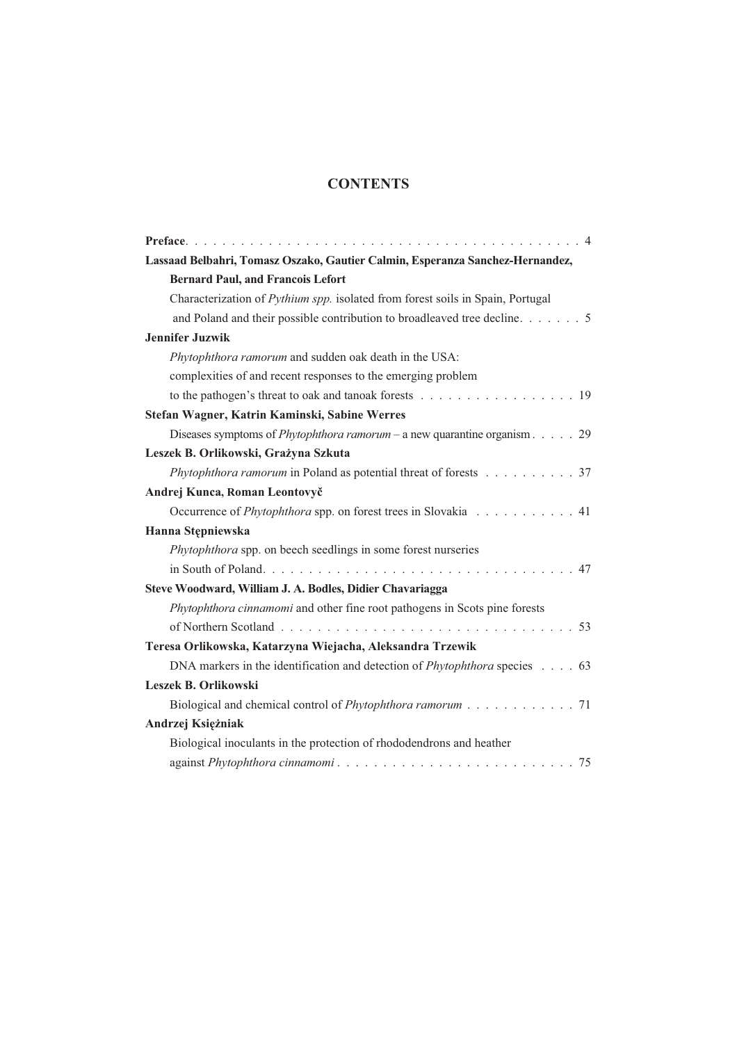# CONTENTS

**Preface** . . . . . . . . . . . . . . . . . . . . . . . . . . . . . . . . . . . . . . . . . . . 4

**Lassaad Belbahri, Tomasz Oszako, Gautier Calmin, Esperanza Sanchez-Hernandez, Bernard Paul, and Francois Lefort**

Characterization of *Pythium spp.* isolated from forest soils in Spain, Portugal and Poland and their possible contribution to broadleaved tree decline. . . . . . . 5

**Jennifer Juzwik**

*Phytophthora ramorum* and sudden oak death in the USA: complexities of and recent responses to the emerging problem to the pathogen's threat to oak and tanoak forests . . . . . . . . . . . . . . . . . 19

**Stefan Wagner, Katrin Kaminski, Sabine Werres**

Diseases symptoms of *Phytophthora ramorum* – a new quarantine organism . . . . . 29

**Leszek B. Orlikowski, Grażyna Szkuta**

*Phytophthora ramorum* in Poland as potential threat of forests . . . . . . . . . . 37

**Andrej Kunca, Roman Leontovyč**

Occurrence of *Phytophthora* spp. on forest trees in Slovakia . . . . . . . . . . . 41

**Hanna Stępniewska**

*Phytophthora* spp. on beech seedlings in some forest nurseries in South of Poland. . . . . . . . . . . . . . . . . . . . . . . . . . . . . . . . . . 47

**Steve Woodward, William J. A. Bodles, Didier Chavariagga**

*Phytophthora cinnamomi* and other fine root pathogens in Scots pine forests of Northern Scotland . . . . . . . . . . . . . . . . . . . . . . . . . . . . . . . . 53

**Teresa Orlikowska, Katarzyna Wiejacha, Aleksandra Trzewik**

DNA markers in the identification and detection of *Phytophthora* species . . . . 63

**Leszek B. Orlikowski**

Biological and chemical control of *Phytophthora ramorum* . . . . . . . . . . . 71

**Andrzej Księżniak**

Biological inoculants in the protection of rhododendrons and heather against *Phytophthora cinnamomi* . . . . . . . . . . . . . . . . . . . . . . . . . 75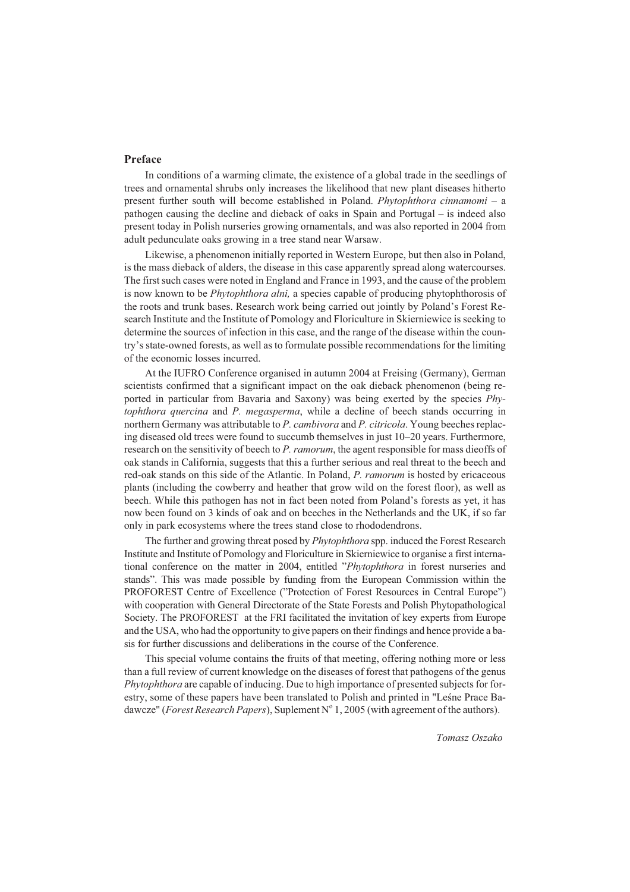## Preface

In conditions of a warming climate, the existence of a global trade in the seedlings of trees and ornamental shrubs only increases the likelihood that new plant diseases hitherto present further south will become established in Poland. *Phytophthora cinnamomi* – a pathogen causing the decline and dieback of oaks in Spain and Portugal – is indeed also present today in Polish nurseries growing ornamentals, and was also reported in 2004 from adult pedunculate oaks growing in a tree stand near Warsaw.

Likewise, a phenomenon initially reported in Western Europe, but then also in Poland, is the mass dieback of alders, the disease in this case apparently spread along watercourses. The first such cases were noted in England and France in 1993, and the cause of the problem is now known to be *Phytophthora alni,* a species capable of producing phytophthorosis of the roots and trunk bases. Research work being carried out jointly by Poland's Forest Research Institute and the Institute of Pomology and Floriculture in Skierniewice is seeking to determine the sources of infection in this case, and the range of the disease within the country's state-owned forests, as well as to formulate possible recommendations for the limiting of the economic losses incurred.

At the IUFRO Conference organised in autumn 2004 at Freising (Germany), German scientists confirmed that a significant impact on the oak dieback phenomenon (being reported in particular from Bavaria and Saxony) was being exerted by the species *Phytophthora quercina* and *P. megasperma*, while a decline of beech stands occurring in northern Germany was attributable to *P. cambivora* and *P. citricola*. Young beeches replacing diseased old trees were found to succumb themselves in just 10–20 years. Furthermore, research on the sensitivity of beech to *P. ramorum*, the agent responsible for mass dieoffs of oak stands in California, suggests that this a further serious and real threat to the beech and red-oak stands on this side of the Atlantic. In Poland, *P. ramorum* is hosted by ericaceous plants (including the cowberry and heather that grow wild on the forest floor), as well as beech. While this pathogen has not in fact been noted from Poland's forests as yet, it has now been found on 3 kinds of oak and on beeches in the Netherlands and the UK, if so far only in park ecosystems where the trees stand close to rhododendrons.

The further and growing threat posed by *Phytophthora* spp. induced the Forest Research Institute and Institute of Pomology and Floriculture in Skierniewice to organise a first international conference on the matter in 2004, entitled "*Phytophthora* in forest nurseries and stands". This was made possible by funding from the European Commission within the PROFOREST Centre of Excellence ("Protection of Forest Resources in Central Europe") with cooperation with General Directorate of the State Forests and Polish Phytopathological Society. The PROFOREST at the FRI facilitated the invitation of key experts from Europe and the USA, who had the opportunity to give papers on their findings and hence provide a basis for further discussions and deliberations in the course of the Conference.

This special volume contains the fruits of that meeting, offering nothing more or less than a full review of current knowledge on the diseases of forest that pathogens of the genus *Phytophthora* are capable of inducing. Due to high importance of presented subjects for forestry, some of these papers have been translated to Polish and printed in "Leśne Prace Badawcze" (*Forest Research Papers*), Suplement N° 1, 2005 (with agreement of the authors).

*Tomasz Oszako*